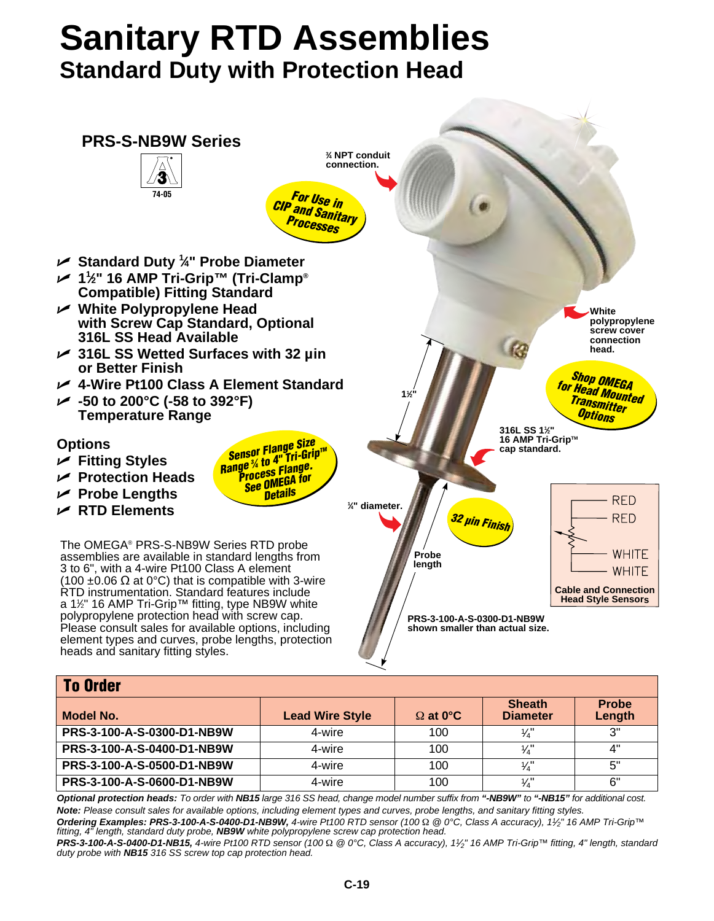# Sanitary RTD Assemblies

## Standard Duty with Protection Head

### PRS-S-NB9W Series

74-05

**For Use in CIP and Sanitary Processes**

- **Standard Duty ¼" Probe Diameter**
- **1½" 16 AMP Tri-Grip™ (Tri-Clamp® Compatible) Fitting Standard**
- **White Polypropylene Head with Screw Cap Standard, Optional 316L SS Head Available**
- **316L SS Wetted Surfaces with 32 µin or Better Finish**
- **4-Wire Pt100 Class A Element Standard**
- **-50 to 200°C (-58 to 392°F) Temperature Range**

### Options

- **Fitting Styles**
- **Protection Heads**
- **Probe Lengths**
- **RTD Elements**

**Sensor Flange Size Range ¾ to 4" Tri-Grip™ Process Flange. See OMEGA for Details**

The OMEGA® PRS-S-NB9W Series RTD probe assemblies are available in standard lengths from 3 to 6", with a 4-wire Pt100 Class A element (100 ±0.06 Ω at 0°C) that is compatible with 3-wire RTD instrumentation. Standard features include a 1½" 16 AMP Tri-Grip™ fitting, type NB9W white polypropylene protection head with screw cap. Please consult sales for available options, including element types and curves, probe lengths, protection heads and sanitary fitting styles.

¾ NPT conduit connection.

White polypropylene screw cover connection head.

**Shop OMEGA for Head Mounted Transmitter Options**

1½"

316L SS 1½" 16 AMP Tri-Grip™ cap standard.

¼" diameter.

**32 µin Finish**

Probe length

RED
RED
WHITE
WHITE

Cable and Connection Head Style Sensors

PRS-3-100-A-S-0300-D1-NB9W shown smaller than actual size.

## To Order

| Model No. | Lead Wire Style | Ω at 0°C | Sheath Diameter | Probe Length |
|---|---|---|---|---|
| PRS-3-100-A-S-0300-D1-NB9W | 4-wire | 100 | ¼" | 3" |
| PRS-3-100-A-S-0400-D1-NB9W | 4-wire | 100 | ¼" | 4" |
| PRS-3-100-A-S-0500-D1-NB9W | 4-wire | 100 | ¼" | 5" |
| PRS-3-100-A-S-0600-D1-NB9W | 4-wire | 100 | ¼" | 6" |

***Optional protection heads:*** *To order with **NB15** large 316 SS head, change model number suffix from **"-NB9W"** to **"-NB15"** for additional cost.*

***Note:*** *Please consult sales for available options, including element types and curves, probe lengths, and sanitary fitting styles.*

***Ordering Examples: PRS-3-100-A-S-0400-D1-NB9W,*** *4-wire Pt100 RTD sensor (100 Ω @ 0°C, Class A accuracy), 1½" 16 AMP Tri-Grip™ fitting, 4" length, standard duty probe, **NB9W** white polypropylene screw cap protection head.*

***PRS-3-100-A-S-0400-D1-NB15,*** *4-wire Pt100 RTD sensor (100 Ω @ 0°C, Class A accuracy), 1½" 16 AMP Tri-Grip™ fitting, 4" length, standard duty probe with **NB15** 316 SS screw top cap protection head.*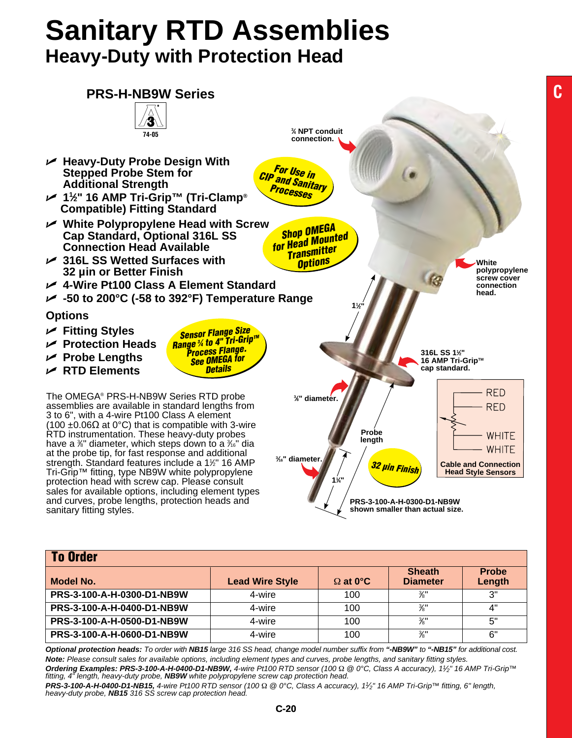# Sanitary RTD Assemblies

## Heavy-Duty with Protection Head

### PRS-H-NB9W Series

74-05

- Heavy-Duty Probe Design With Stepped Probe Stem for Additional Strength
- 1½" 16 AMP Tri-Grip™ (Tri-Clamp® Compatible) Fitting Standard
- White Polypropylene Head with Screw Cap Standard, Optional 316L SS Connection Head Available
- 316L SS Wetted Surfaces with 32 µin or Better Finish
- 4-Wire Pt100 Class A Element Standard
- -50 to 200°C (-58 to 392°F) Temperature Range

**Options**

- Fitting Styles
- Protection Heads
- Probe Lengths
- RTD Elements

*Sensor Flange Size Range ¾ to 4" Tri-Grip™ Process Flange. See OMEGA for Details*

*For Use in CIP and Sanitary Processes*

*Shop OMEGA for Head Mounted Transmitter Options*

The OMEGA® PRS-H-NB9W Series RTD probe assemblies are available in standard lengths from 3 to 6", with a 4-wire Pt100 Class A element (100 ±0.06Ω at 0°C) that is compatible with 3-wire RTD instrumentation. These heavy-duty probes have a ⅜" diameter, which steps down to a $^3/_{16}$" dia at the probe tip, for fast response and additional strength. Standard features include a 1½" 16 AMP Tri-Grip™ fitting, type NB9W white polypropylene protection head with screw cap. Please consult sales for available options, including element types and curves, probe lengths, protection heads and sanitary fitting styles.

¾ NPT conduit connection.

White polypropylene screw cover connection head.

1½"

316L SS 1½" 16 AMP Tri-Grip™ cap standard.

⅜" diameter.

Probe length

$^3/_{16}$" diameter.

1¼"

*32 µin Finish*

RED
RED
WHITE
WHITE

Cable and Connection Head Style Sensors

PRS-3-100-A-H-0300-D1-NB9W shown smaller than actual size.

## To Order

| Model No. | Lead Wire Style | Ω at 0°C | Sheath Diameter | Probe Length |
|---|---|---|---|---|
| PRS-3-100-A-H-0300-D1-NB9W | 4-wire | 100 | ⅜" | 3" |
| PRS-3-100-A-H-0400-D1-NB9W | 4-wire | 100 | ⅜" | 4" |
| PRS-3-100-A-H-0500-D1-NB9W | 4-wire | 100 | ⅜" | 5" |
| PRS-3-100-A-H-0600-D1-NB9W | 4-wire | 100 | ⅜" | 6" |

***Optional protection heads:*** *To order with* ***NB15*** *large 316 SS head, change model number suffix from* ***"-NB9W"*** *to* ***"-NB15"*** *for additional cost.*

***Note:*** *Please consult sales for available options, including element types and curves, probe lengths, and sanitary fitting styles.*

***Ordering Examples: PRS-3-100-A-H-0400-D1-NB9W,*** *4-wire Pt100 RTD sensor (100 Ω @ 0°C, Class A accuracy), 1½" 16 AMP Tri-Grip™ fitting, 4" length, heavy-duty probe,* ***NB9W*** *white polypropylene screw cap protection head.*

***PRS-3-100-A-H-0400-D1-NB15,*** *4-wire Pt100 RTD sensor (100 Ω @ 0°C, Class A accuracy), 1½" 16 AMP Tri-Grip™ fitting, 6" length, heavy-duty probe,* ***NB15*** *316 SS screw cap protection head.*